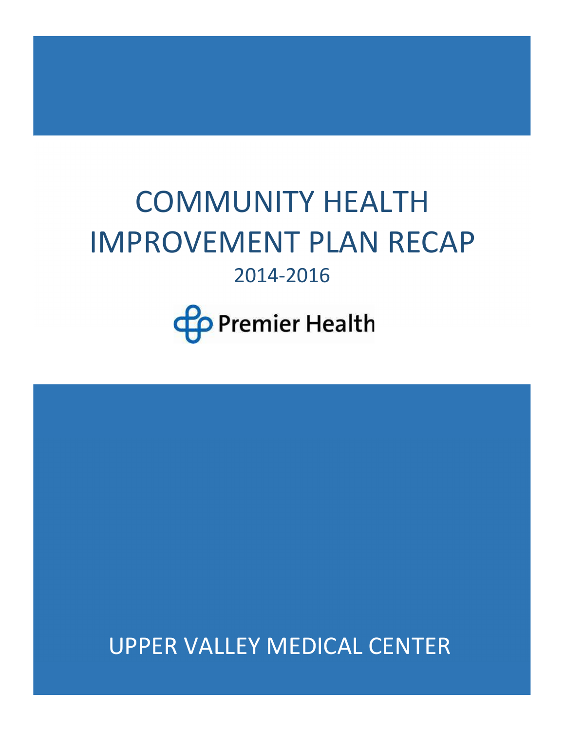# COMMUNITY HEALTH IMPROVEMENT PLAN RECAP

2014-2016

Premier Health

UPPER VALLEY MEDICAL CENTER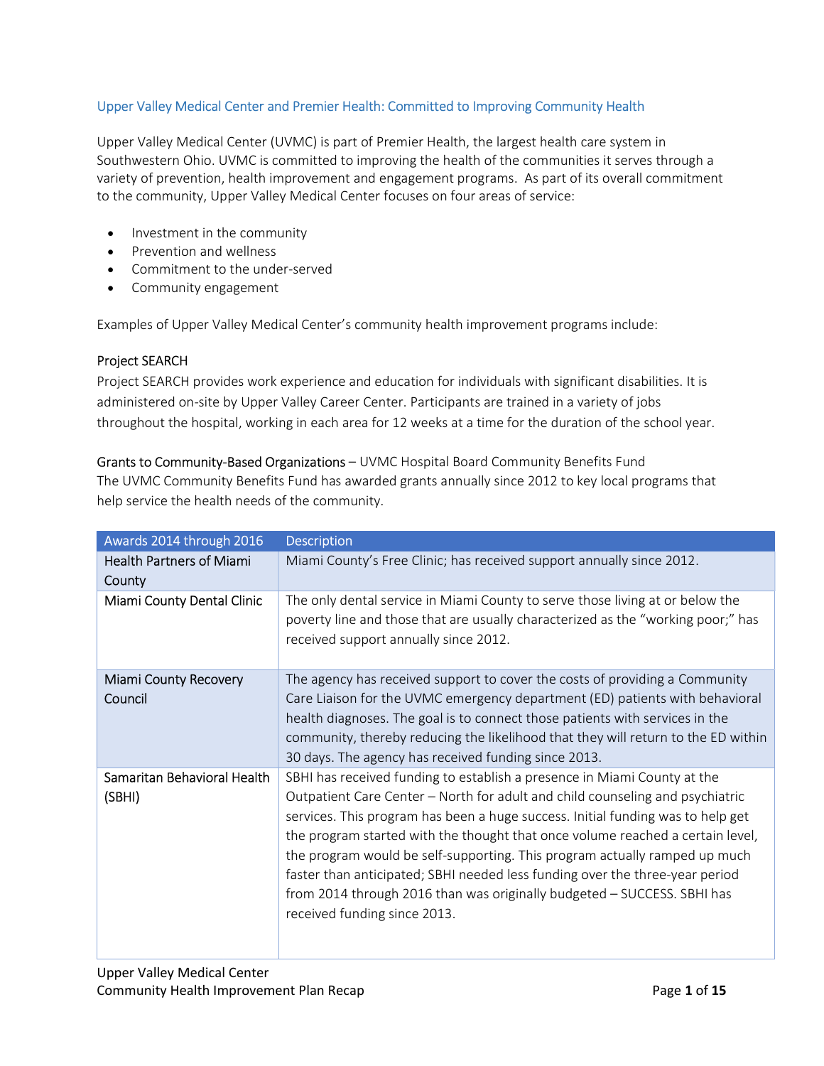## Upper Valley Medical Center and Premier Health: Committed to Improving Community Health

Upper Valley Medical Center (UVMC) is part of Premier Health, the largest health care system in Southwestern Ohio. UVMC is committed to improving the health of the communities it serves through a variety of prevention, health improvement and engagement programs. As part of its overall commitment to the community, Upper Valley Medical Center focuses on four areas of service:

- Investment in the community
- Prevention and wellness
- Commitment to the under-served
- Community engagement

Examples of Upper Valley Medical Center's community health improvement programs include:

### Project SEARCH

Project SEARCH provides work experience and education for individuals with significant disabilities. It is administered on-site by Upper Valley Career Center. Participants are trained in a variety of jobs throughout the hospital, working in each area for 12 weeks at a time for the duration of the school year.

### Grants to Community-Based Organizations – UVMC Hospital Board Community Benefits Fund

The UVMC Community Benefits Fund has awarded grants annually since 2012 to key local programs that help service the health needs of the community.

| Awards 2014 through 2016 | Description |
|---|---|
| Health Partners of Miami County | Miami County's Free Clinic; has received support annually since 2012. |
| Miami County Dental Clinic | The only dental service in Miami County to serve those living at or below the poverty line and those that are usually characterized as the "working poor;" has received support annually since 2012. |
| Miami County Recovery Council | The agency has received support to cover the costs of providing a Community Care Liaison for the UVMC emergency department (ED) patients with behavioral health diagnoses. The goal is to connect those patients with services in the community, thereby reducing the likelihood that they will return to the ED within 30 days. The agency has received funding since 2013. |
| Samaritan Behavioral Health (SBHI) | SBHI has received funding to establish a presence in Miami County at the Outpatient Care Center – North for adult and child counseling and psychiatric services. This program has been a huge success. Initial funding was to help get the program started with the thought that once volume reached a certain level, the program would be self-supporting. This program actually ramped up much faster than anticipated; SBHI needed less funding over the three-year period from 2014 through 2016 than was originally budgeted – SUCCESS. SBHI has received funding since 2013. |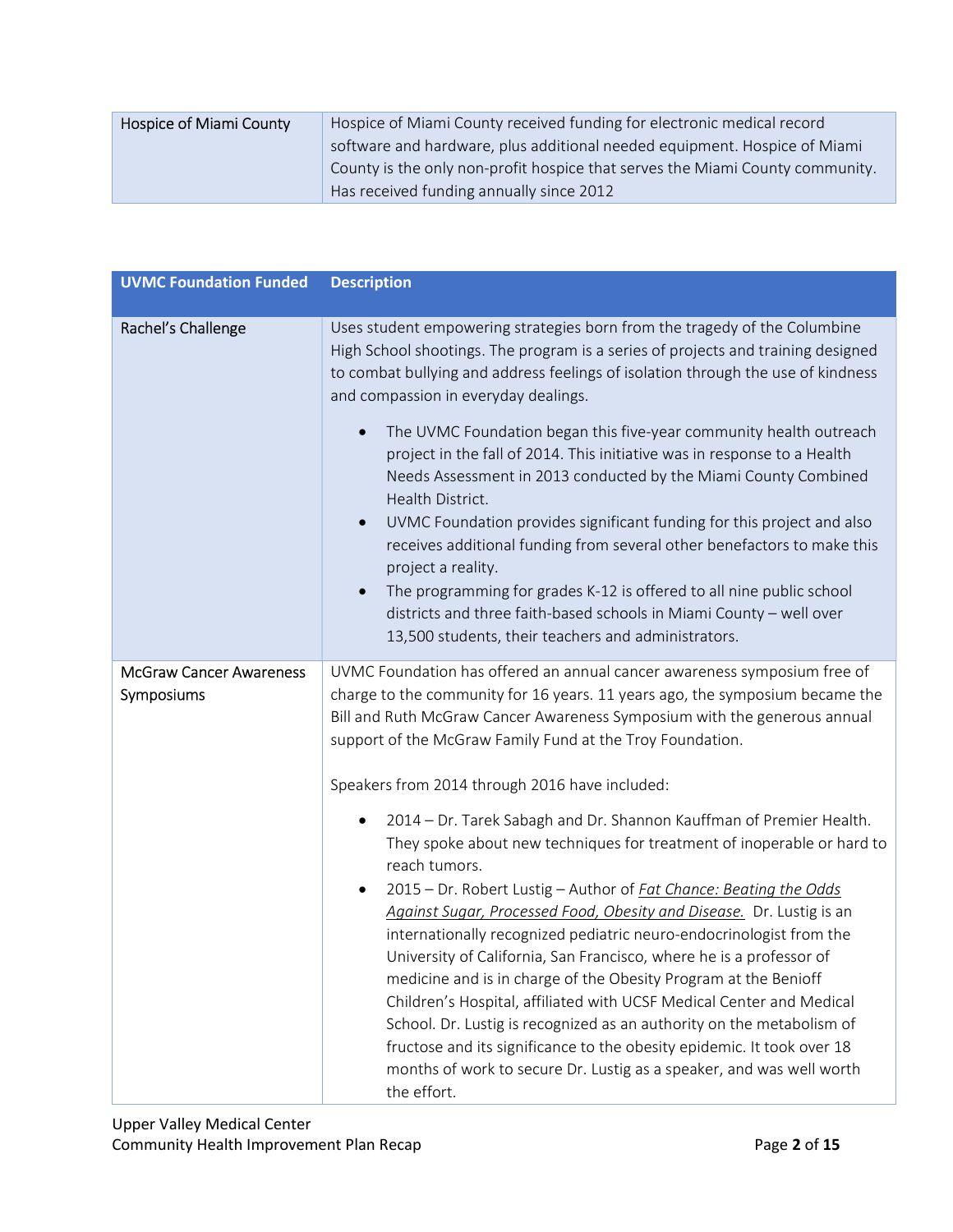| Hospice of Miami County | Hospice of Miami County received funding for electronic medical record software and hardware, plus additional needed equipment. Hospice of Miami County is the only non-profit hospice that serves the Miami County community. Has received funding annually since 2012 |
|---|---|

| UVMC Foundation Funded | Description |
|---|---|
| Rachel's Challenge | Uses student empowering strategies born from the tragedy of the Columbine High School shootings. The program is a series of projects and training designed to combat bullying and address feelings of isolation through the use of kindness and compassion in everyday dealings.<br><br>• The UVMC Foundation began this five-year community health outreach project in the fall of 2014. This initiative was in response to a Health Needs Assessment in 2013 conducted by the Miami County Combined Health District.<br>• UVMC Foundation provides significant funding for this project and also receives additional funding from several other benefactors to make this project a reality.<br>• The programming for grades K-12 is offered to all nine public school districts and three faith-based schools in Miami County – well over 13,500 students, their teachers and administrators. |
| McGraw Cancer Awareness Symposiums | UVMC Foundation has offered an annual cancer awareness symposium free of charge to the community for 16 years. 11 years ago, the symposium became the Bill and Ruth McGraw Cancer Awareness Symposium with the generous annual support of the McGraw Family Fund at the Troy Foundation.<br><br>Speakers from 2014 through 2016 have included:<br><br>• 2014 – Dr. Tarek Sabagh and Dr. Shannon Kauffman of Premier Health. They spoke about new techniques for treatment of inoperable or hard to reach tumors.<br>• 2015 – Dr. Robert Lustig – Author of *Fat Chance: Beating the Odds Against Sugar, Processed Food, Obesity and Disease.* Dr. Lustig is an internationally recognized pediatric neuro-endocrinologist from the University of California, San Francisco, where he is a professor of medicine and is in charge of the Obesity Program at the Benioff Children's Hospital, affiliated with UCSF Medical Center and Medical School. Dr. Lustig is recognized as an authority on the metabolism of fructose and its significance to the obesity epidemic. It took over 18 months of work to secure Dr. Lustig as a speaker, and was well worth the effort. |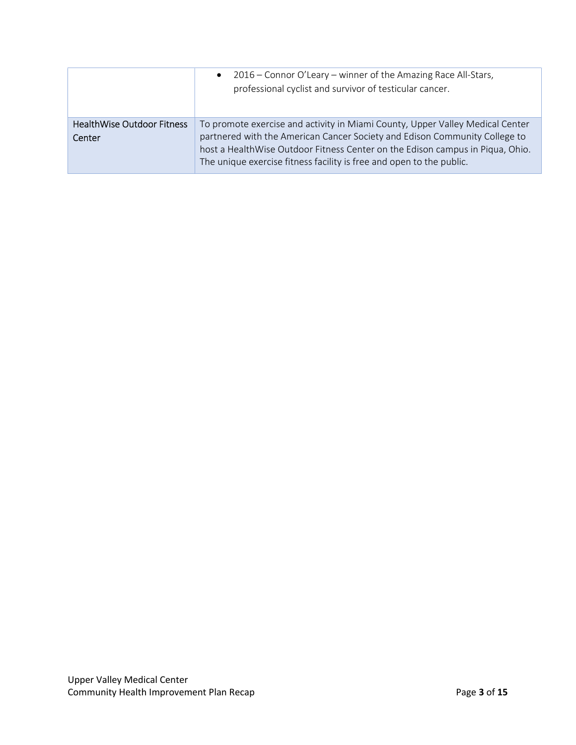| | |
|---|---|
| | • 2016 – Connor O'Leary – winner of the Amazing Race All-Stars, professional cyclist and survivor of testicular cancer. |
| HealthWise Outdoor Fitness Center | To promote exercise and activity in Miami County, Upper Valley Medical Center partnered with the American Cancer Society and Edison Community College to host a HealthWise Outdoor Fitness Center on the Edison campus in Piqua, Ohio. The unique exercise fitness facility is free and open to the public. |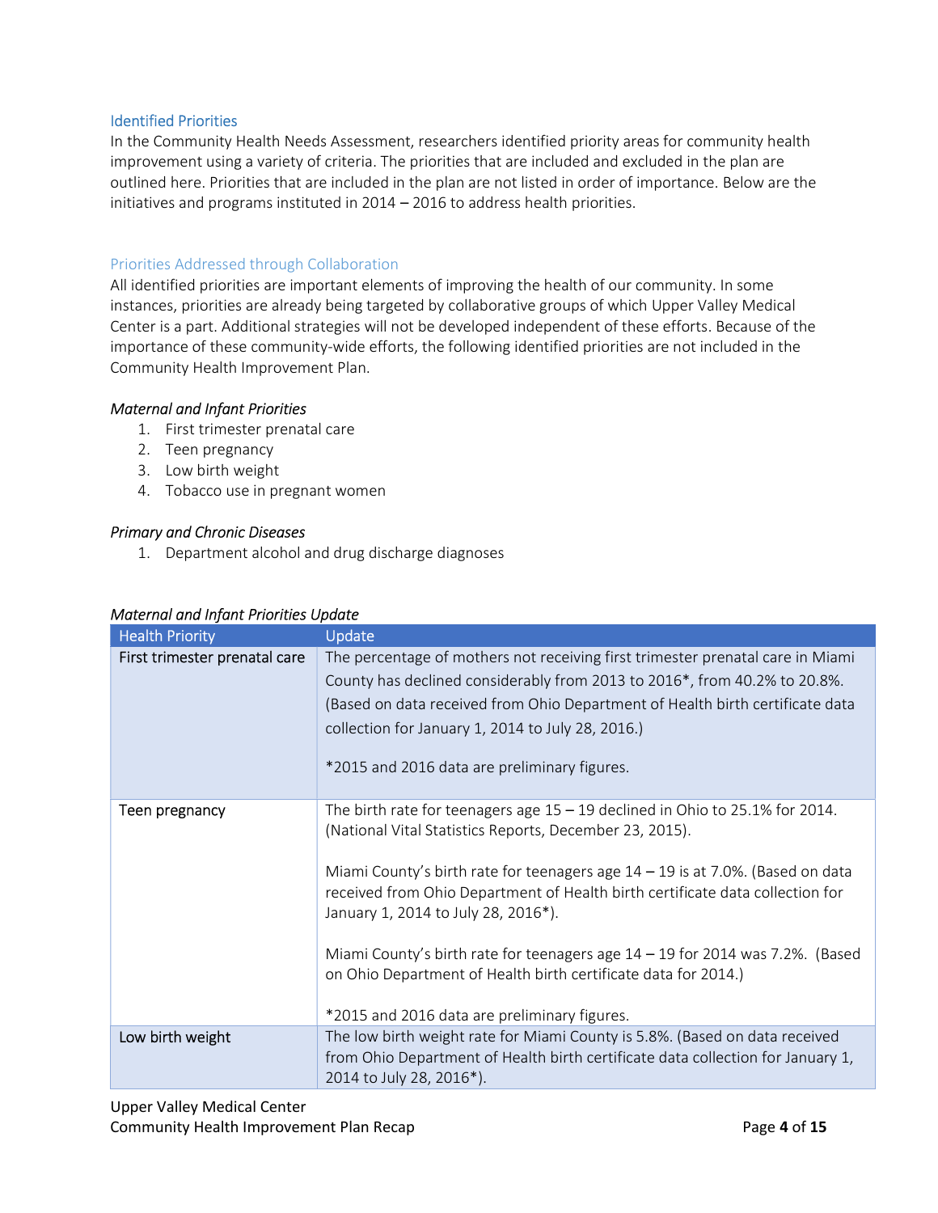## Identified Priorities

In the Community Health Needs Assessment, researchers identified priority areas for community health improvement using a variety of criteria. The priorities that are included and excluded in the plan are outlined here. Priorities that are included in the plan are not listed in order of importance. Below are the initiatives and programs instituted in 2014 – 2016 to address health priorities.

### Priorities Addressed through Collaboration

All identified priorities are important elements of improving the health of our community. In some instances, priorities are already being targeted by collaborative groups of which Upper Valley Medical Center is a part. Additional strategies will not be developed independent of these efforts. Because of the importance of these community-wide efforts, the following identified priorities are not included in the Community Health Improvement Plan.

*Maternal and Infant Priorities*

1. First trimester prenatal care
2. Teen pregnancy
3. Low birth weight
4. Tobacco use in pregnant women

*Primary and Chronic Diseases*

1. Department alcohol and drug discharge diagnoses

*Maternal and Infant Priorities Update*

| Health Priority | Update |
| --- | --- |
| First trimester prenatal care | The percentage of mothers not receiving first trimester prenatal care in Miami County has declined considerably from 2013 to 2016*, from 40.2% to 20.8%. (Based on data received from Ohio Department of Health birth certificate data collection for January 1, 2014 to July 28, 2016.)<br><br>*2015 and 2016 data are preliminary figures. |
| Teen pregnancy | The birth rate for teenagers age 15 – 19 declined in Ohio to 25.1% for 2014. (National Vital Statistics Reports, December 23, 2015).<br><br>Miami County's birth rate for teenagers age 14 – 19 is at 7.0%. (Based on data received from Ohio Department of Health birth certificate data collection for January 1, 2014 to July 28, 2016*).<br><br>Miami County's birth rate for teenagers age 14 – 19 for 2014 was 7.2%. (Based on Ohio Department of Health birth certificate data for 2014.)<br><br>*2015 and 2016 data are preliminary figures. |
| Low birth weight | The low birth weight rate for Miami County is 5.8%. (Based on data received from Ohio Department of Health birth certificate data collection for January 1, 2014 to July 28, 2016*). |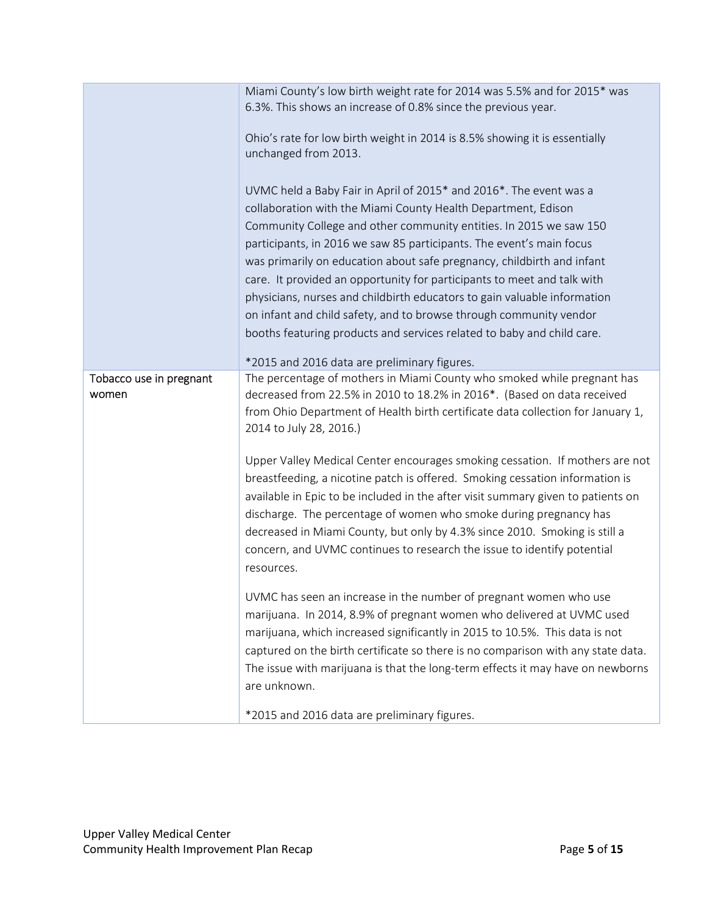| | |
|---|---|
| | Miami County's low birth weight rate for 2014 was 5.5% and for 2015* was 6.3%. This shows an increase of 0.8% since the previous year.<br><br>Ohio's rate for low birth weight in 2014 is 8.5% showing it is essentially unchanged from 2013.<br><br>UVMC held a Baby Fair in April of 2015* and 2016*. The event was a collaboration with the Miami County Health Department, Edison Community College and other community entities. In 2015 we saw 150 participants, in 2016 we saw 85 participants. The event's main focus was primarily on education about safe pregnancy, childbirth and infant care. It provided an opportunity for participants to meet and talk with physicians, nurses and childbirth educators to gain valuable information on infant and child safety, and to browse through community vendor booths featuring products and services related to baby and child care.<br><br>*2015 and 2016 data are preliminary figures. |
| Tobacco use in pregnant women | The percentage of mothers in Miami County who smoked while pregnant has decreased from 22.5% in 2010 to 18.2% in 2016*. (Based on data received from Ohio Department of Health birth certificate data collection for January 1, 2014 to July 28, 2016.)<br><br>Upper Valley Medical Center encourages smoking cessation. If mothers are not breastfeeding, a nicotine patch is offered. Smoking cessation information is available in Epic to be included in the after visit summary given to patients on discharge. The percentage of women who smoke during pregnancy has decreased in Miami County, but only by 4.3% since 2010. Smoking is still a concern, and UVMC continues to research the issue to identify potential resources.<br><br>UVMC has seen an increase in the number of pregnant women who use marijuana. In 2014, 8.9% of pregnant women who delivered at UVMC used marijuana, which increased significantly in 2015 to 10.5%. This data is not captured on the birth certificate so there is no comparison with any state data. The issue with marijuana is that the long-term effects it may have on newborns are unknown.<br><br>*2015 and 2016 data are preliminary figures. |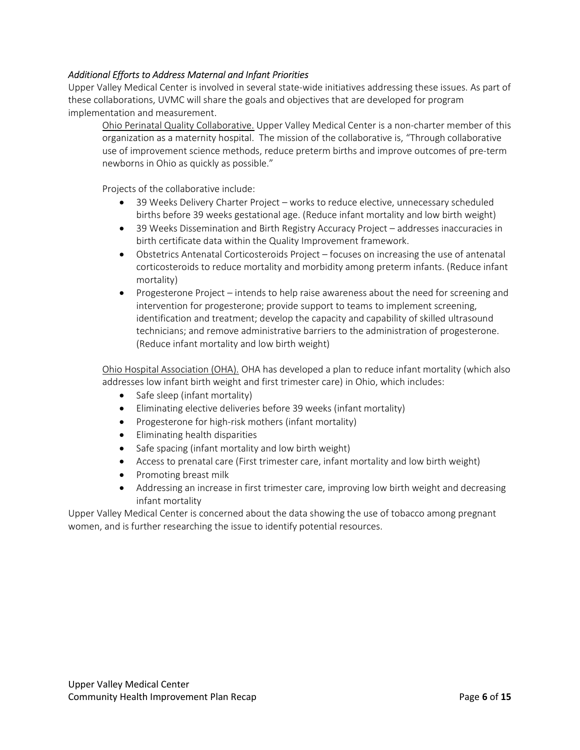### *Additional Efforts to Address Maternal and Infant Priorities*

Upper Valley Medical Center is involved in several state-wide initiatives addressing these issues. As part of these collaborations, UVMC will share the goals and objectives that are developed for program implementation and measurement.

Ohio Perinatal Quality Collaborative. Upper Valley Medical Center is a non-charter member of this organization as a maternity hospital. The mission of the collaborative is, "Through collaborative use of improvement science methods, reduce preterm births and improve outcomes of pre-term newborns in Ohio as quickly as possible."

Projects of the collaborative include:

- 39 Weeks Delivery Charter Project – works to reduce elective, unnecessary scheduled births before 39 weeks gestational age. (Reduce infant mortality and low birth weight)
- 39 Weeks Dissemination and Birth Registry Accuracy Project – addresses inaccuracies in birth certificate data within the Quality Improvement framework.
- Obstetrics Antenatal Corticosteroids Project – focuses on increasing the use of antenatal corticosteroids to reduce mortality and morbidity among preterm infants. (Reduce infant mortality)
- Progesterone Project – intends to help raise awareness about the need for screening and intervention for progesterone; provide support to teams to implement screening, identification and treatment; develop the capacity and capability of skilled ultrasound technicians; and remove administrative barriers to the administration of progesterone. (Reduce infant mortality and low birth weight)

Ohio Hospital Association (OHA). OHA has developed a plan to reduce infant mortality (which also addresses low infant birth weight and first trimester care) in Ohio, which includes:

- Safe sleep (infant mortality)
- Eliminating elective deliveries before 39 weeks (infant mortality)
- Progesterone for high-risk mothers (infant mortality)
- Eliminating health disparities
- Safe spacing (infant mortality and low birth weight)
- Access to prenatal care (First trimester care, infant mortality and low birth weight)
- Promoting breast milk
- Addressing an increase in first trimester care, improving low birth weight and decreasing infant mortality

Upper Valley Medical Center is concerned about the data showing the use of tobacco among pregnant women, and is further researching the issue to identify potential resources.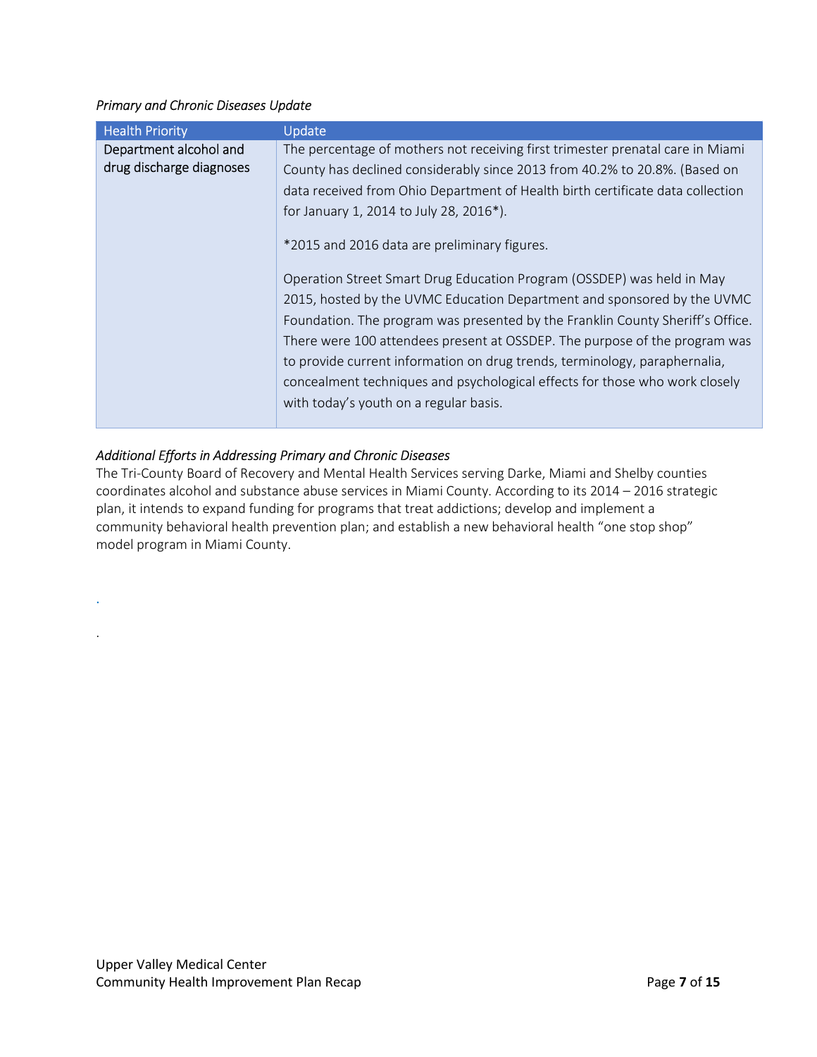*Primary and Chronic Diseases Update*

| Health Priority | Update |
| --- | --- |
| Department alcohol and drug discharge diagnoses | The percentage of mothers not receiving first trimester prenatal care in Miami County has declined considerably since 2013 from 40.2% to 20.8%. (Based on data received from Ohio Department of Health birth certificate data collection for January 1, 2014 to July 28, 2016*).<br><br>*2015 and 2016 data are preliminary figures.<br><br>Operation Street Smart Drug Education Program (OSSDEP) was held in May 2015, hosted by the UVMC Education Department and sponsored by the UVMC Foundation. The program was presented by the Franklin County Sheriff's Office. There were 100 attendees present at OSSDEP. The purpose of the program was to provide current information on drug trends, terminology, paraphernalia, concealment techniques and psychological effects for those who work closely with today's youth on a regular basis. |

*Additional Efforts in Addressing Primary and Chronic Diseases*

The Tri-County Board of Recovery and Mental Health Services serving Darke, Miami and Shelby counties coordinates alcohol and substance abuse services in Miami County. According to its 2014 – 2016 strategic plan, it intends to expand funding for programs that treat addictions; develop and implement a community behavioral health prevention plan; and establish a new behavioral health "one stop shop" model program in Miami County.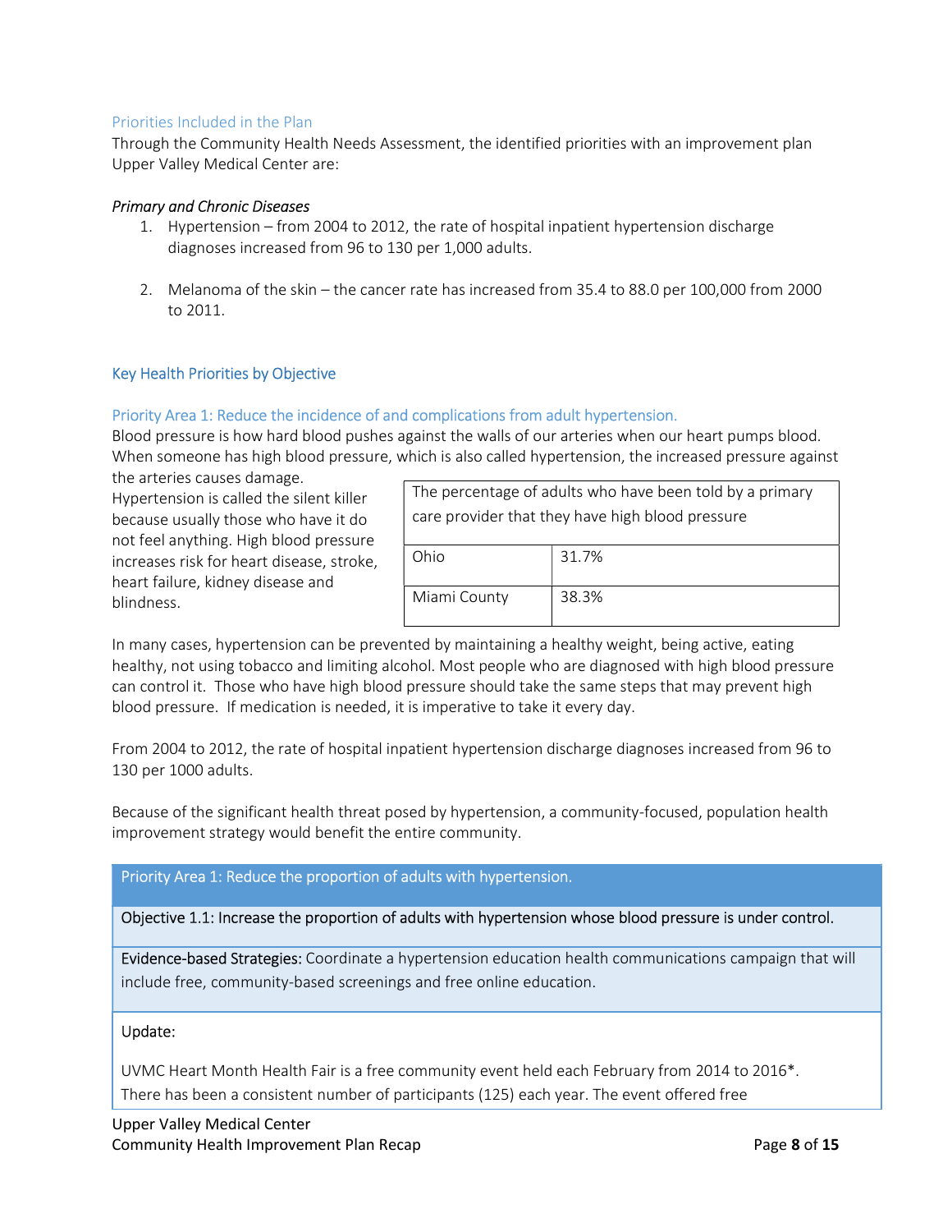## Priorities Included in the Plan

Through the Community Health Needs Assessment, the identified priorities with an improvement plan Upper Valley Medical Center are:

*Primary and Chronic Diseases*

1. Hypertension – from 2004 to 2012, the rate of hospital inpatient hypertension discharge diagnoses increased from 96 to 130 per 1,000 adults.

2. Melanoma of the skin – the cancer rate has increased from 35.4 to 88.0 per 100,000 from 2000 to 2011.

## Key Health Priorities by Objective

### Priority Area 1: Reduce the incidence of and complications from adult hypertension.

Blood pressure is how hard blood pushes against the walls of our arteries when our heart pumps blood. When someone has high blood pressure, which is also called hypertension, the increased pressure against the arteries causes damage.

Hypertension is called the silent killer because usually those who have it do not feel anything. High blood pressure increases risk for heart disease, stroke, heart failure, kidney disease and blindness.

| The percentage of adults who have been told by a primary care provider that they have high blood pressure | |
|---|---|
| Ohio | 31.7% |
| Miami County | 38.3% |

In many cases, hypertension can be prevented by maintaining a healthy weight, being active, eating healthy, not using tobacco and limiting alcohol. Most people who are diagnosed with high blood pressure can control it. Those who have high blood pressure should take the same steps that may prevent high blood pressure. If medication is needed, it is imperative to take it every day.

From 2004 to 2012, the rate of hospital inpatient hypertension discharge diagnoses increased from 96 to 130 per 1000 adults.

Because of the significant health threat posed by hypertension, a community-focused, population health improvement strategy would benefit the entire community.

| Priority Area 1: Reduce the proportion of adults with hypertension. |
|---|
| Objective 1.1: Increase the proportion of adults with hypertension whose blood pressure is under control. |
| Evidence-based Strategies: Coordinate a hypertension education health communications campaign that will include free, community-based screenings and free online education. |
| Update:<br><br>UVMC Heart Month Health Fair is a free community event held each February from 2014 to 2016*. There has been a consistent number of participants (125) each year. The event offered free |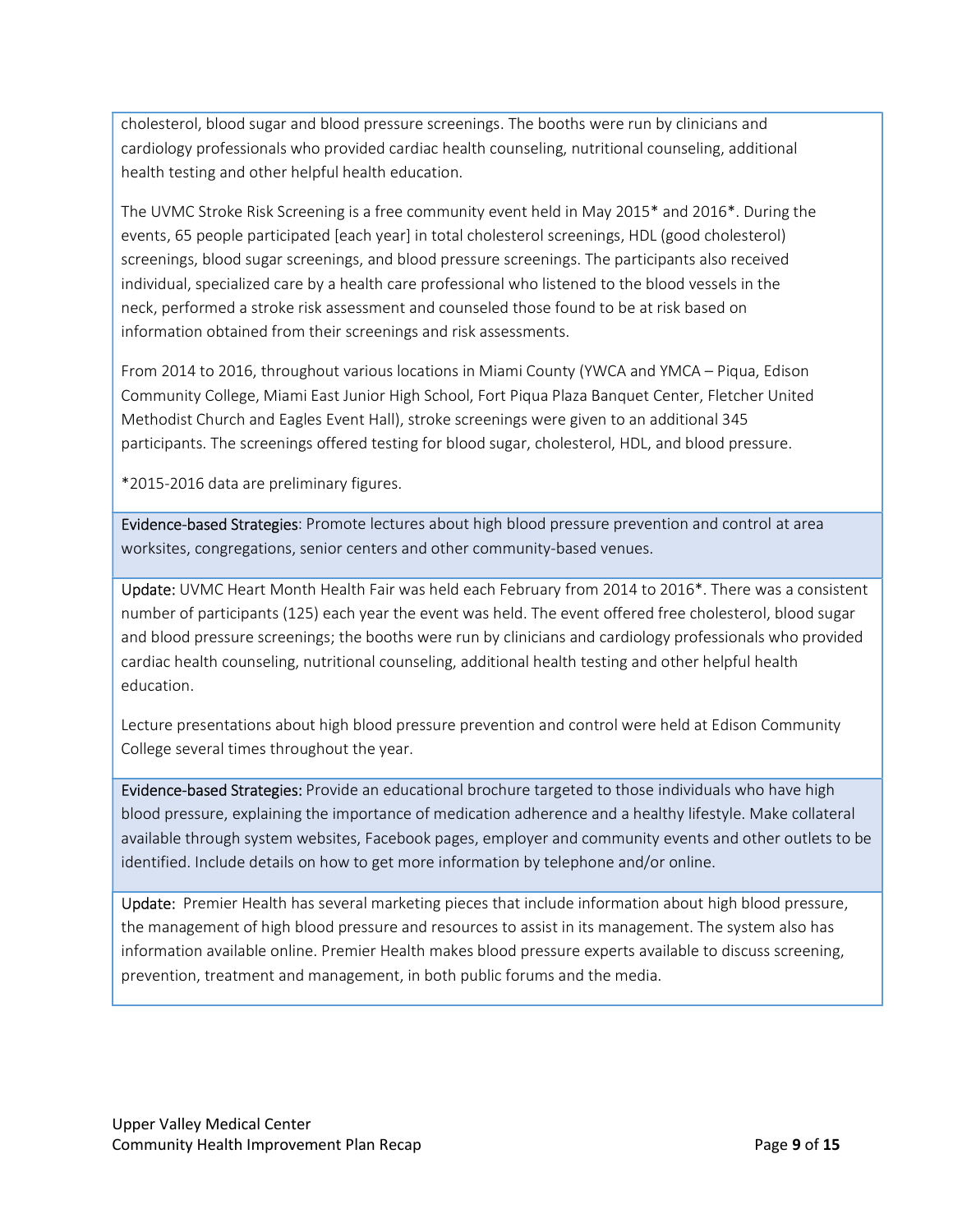cholesterol, blood sugar and blood pressure screenings. The booths were run by clinicians and cardiology professionals who provided cardiac health counseling, nutritional counseling, additional health testing and other helpful health education.

The UVMC Stroke Risk Screening is a free community event held in May 2015* and 2016*. During the events, 65 people participated [each year] in total cholesterol screenings, HDL (good cholesterol) screenings, blood sugar screenings, and blood pressure screenings. The participants also received individual, specialized care by a health care professional who listened to the blood vessels in the neck, performed a stroke risk assessment and counseled those found to be at risk based on information obtained from their screenings and risk assessments.

From 2014 to 2016, throughout various locations in Miami County (YWCA and YMCA – Piqua, Edison Community College, Miami East Junior High School, Fort Piqua Plaza Banquet Center, Fletcher United Methodist Church and Eagles Event Hall), stroke screenings were given to an additional 345 participants. The screenings offered testing for blood sugar, cholesterol, HDL, and blood pressure.

*2015-2016 data are preliminary figures.

Evidence-based Strategies: Promote lectures about high blood pressure prevention and control at area worksites, congregations, senior centers and other community-based venues.

Update: UVMC Heart Month Health Fair was held each February from 2014 to 2016*. There was a consistent number of participants (125) each year the event was held. The event offered free cholesterol, blood sugar and blood pressure screenings; the booths were run by clinicians and cardiology professionals who provided cardiac health counseling, nutritional counseling, additional health testing and other helpful health education.

Lecture presentations about high blood pressure prevention and control were held at Edison Community College several times throughout the year.

Evidence-based Strategies: Provide an educational brochure targeted to those individuals who have high blood pressure, explaining the importance of medication adherence and a healthy lifestyle. Make collateral available through system websites, Facebook pages, employer and community events and other outlets to be identified. Include details on how to get more information by telephone and/or online.

Update: Premier Health has several marketing pieces that include information about high blood pressure, the management of high blood pressure and resources to assist in its management. The system also has information available online. Premier Health makes blood pressure experts available to discuss screening, prevention, treatment and management, in both public forums and the media.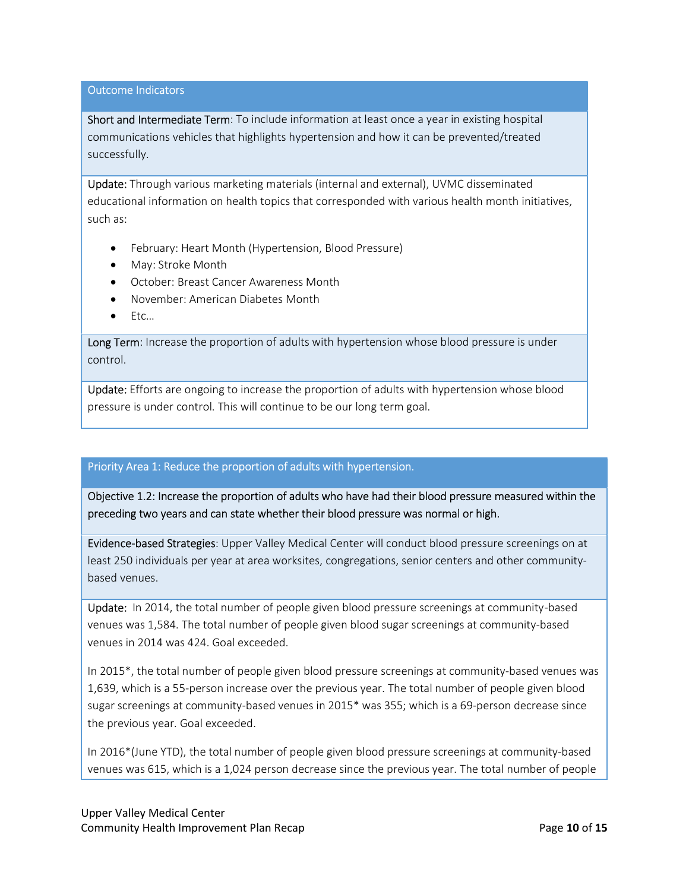| Outcome Indicators |
| --- |
| **Short and Intermediate Term**: To include information at least once a year in existing hospital communications vehicles that highlights hypertension and how it can be prevented/treated successfully. |
| **Update:** Through various marketing materials (internal and external), UVMC disseminated educational information on health topics that corresponded with various health month initiatives, such as:<br><br>• February: Heart Month (Hypertension, Blood Pressure)<br>• May: Stroke Month<br>• October: Breast Cancer Awareness Month<br>• November: American Diabetes Month<br>• Etc… |
| **Long Term**: Increase the proportion of adults with hypertension whose blood pressure is under control. |
| **Update:** Efforts are ongoing to increase the proportion of adults with hypertension whose blood pressure is under control. This will continue to be our long term goal. |

| Priority Area 1: Reduce the proportion of adults with hypertension. |
| --- |
| **Objective 1.2: Increase the proportion of adults who have had their blood pressure measured within the preceding two years and can state whether their blood pressure was normal or high.** |
| **Evidence-based Strategies**: Upper Valley Medical Center will conduct blood pressure screenings on at least 250 individuals per year at area worksites, congregations, senior centers and other community-based venues. |
| **Update:** In 2014, the total number of people given blood pressure screenings at community-based venues was 1,584. The total number of people given blood sugar screenings at community-based venues in 2014 was 424. Goal exceeded.<br><br>In 2015*, the total number of people given blood pressure screenings at community-based venues was 1,639, which is a 55-person increase over the previous year. The total number of people given blood sugar screenings at community-based venues in 2015* was 355; which is a 69-person decrease since the previous year. Goal exceeded.<br><br>In 2016*(June YTD), the total number of people given blood pressure screenings at community-based venues was 615, which is a 1,024 person decrease since the previous year. The total number of people |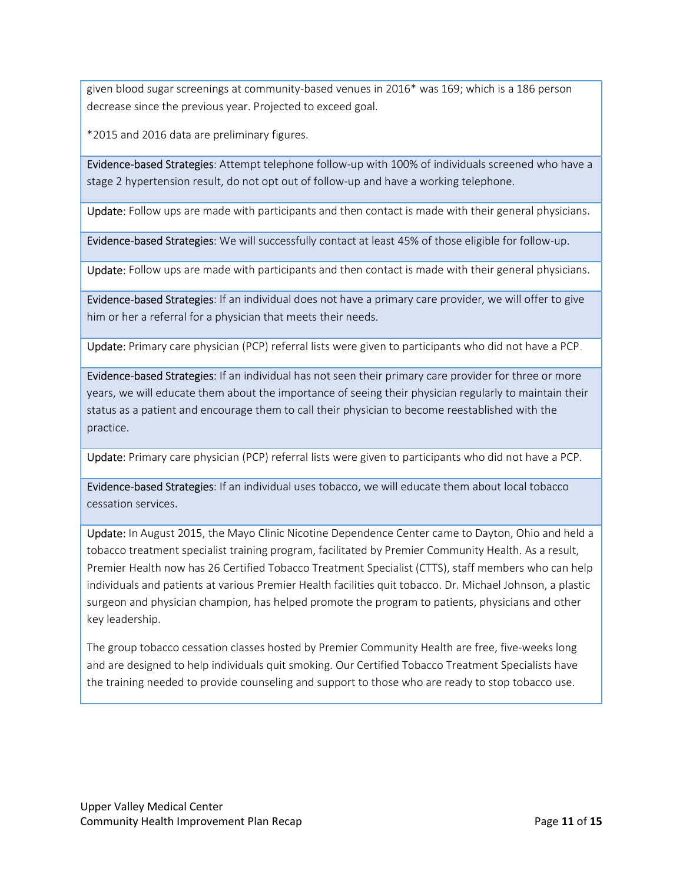given blood sugar screenings at community-based venues in 2016* was 169; which is a 186 person decrease since the previous year. Projected to exceed goal.

*2015 and 2016 data are preliminary figures.

Evidence-based Strategies: Attempt telephone follow-up with 100% of individuals screened who have a stage 2 hypertension result, do not opt out of follow-up and have a working telephone.

Update: Follow ups are made with participants and then contact is made with their general physicians.

Evidence-based Strategies: We will successfully contact at least 45% of those eligible for follow-up.

Update: Follow ups are made with participants and then contact is made with their general physicians.

Evidence-based Strategies: If an individual does not have a primary care provider, we will offer to give him or her a referral for a physician that meets their needs.

Update: Primary care physician (PCP) referral lists were given to participants who did not have a PCP.

Evidence-based Strategies: If an individual has not seen their primary care provider for three or more years, we will educate them about the importance of seeing their physician regularly to maintain their status as a patient and encourage them to call their physician to become reestablished with the practice.

Update: Primary care physician (PCP) referral lists were given to participants who did not have a PCP.

Evidence-based Strategies: If an individual uses tobacco, we will educate them about local tobacco cessation services.

Update: In August 2015, the Mayo Clinic Nicotine Dependence Center came to Dayton, Ohio and held a tobacco treatment specialist training program, facilitated by Premier Community Health. As a result, Premier Health now has 26 Certified Tobacco Treatment Specialist (CTTS), staff members who can help individuals and patients at various Premier Health facilities quit tobacco. Dr. Michael Johnson, a plastic surgeon and physician champion, has helped promote the program to patients, physicians and other key leadership.

The group tobacco cessation classes hosted by Premier Community Health are free, five-weeks long and are designed to help individuals quit smoking. Our Certified Tobacco Treatment Specialists have the training needed to provide counseling and support to those who are ready to stop tobacco use.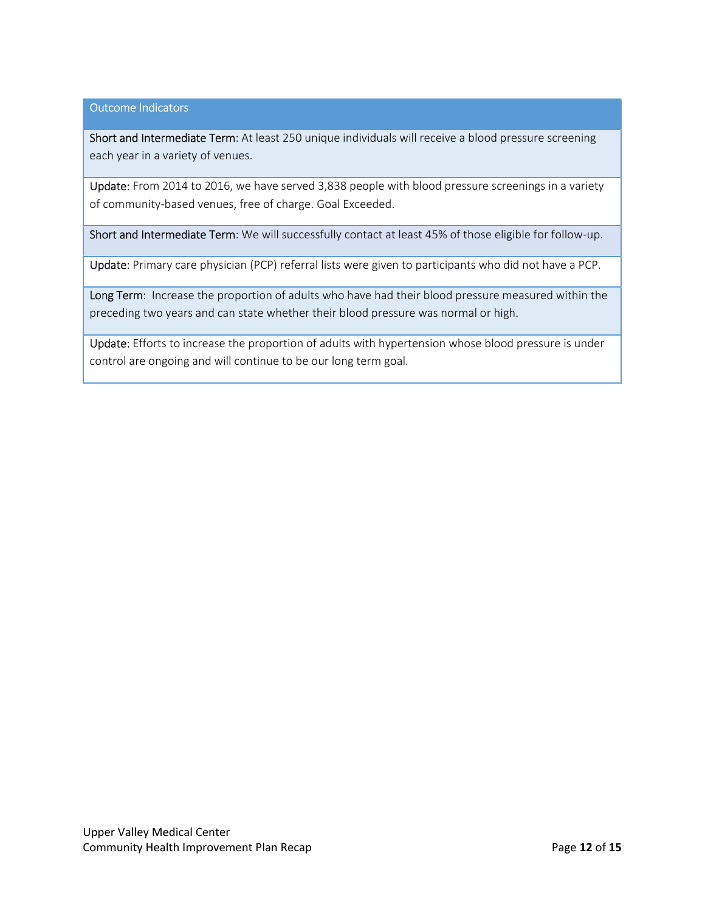| Outcome Indicators |
|---|
| Short and Intermediate Term: At least 250 unique individuals will receive a blood pressure screening each year in a variety of venues. |
| Update: From 2014 to 2016, we have served 3,838 people with blood pressure screenings in a variety of community-based venues, free of charge. Goal Exceeded. |
| Short and Intermediate Term: We will successfully contact at least 45% of those eligible for follow-up. |
| Update: Primary care physician (PCP) referral lists were given to participants who did not have a PCP. |
| Long Term: Increase the proportion of adults who have had their blood pressure measured within the preceding two years and can state whether their blood pressure was normal or high. |
| Update: Efforts to increase the proportion of adults with hypertension whose blood pressure is under control are ongoing and will continue to be our long term goal. |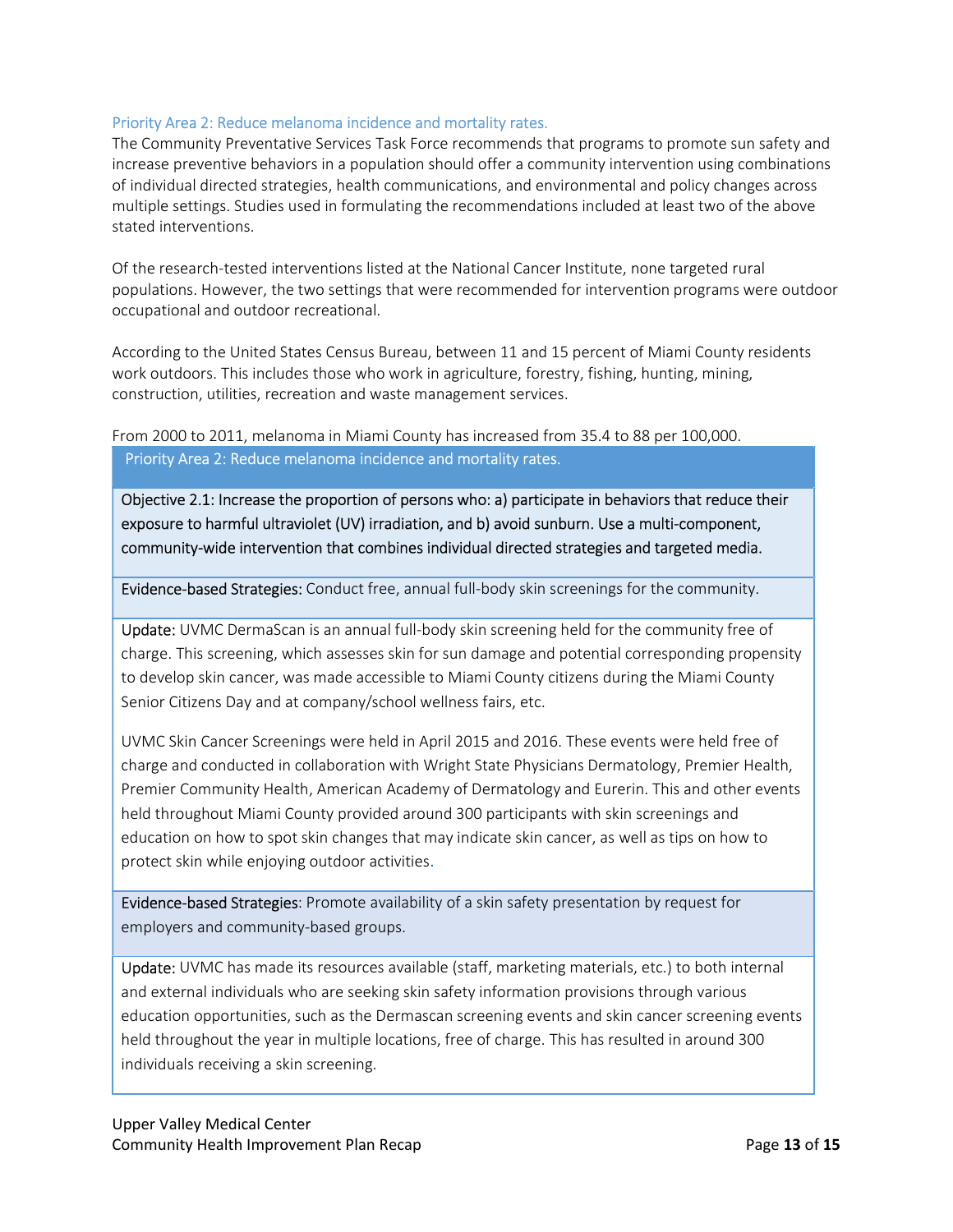### Priority Area 2: Reduce melanoma incidence and mortality rates.

The Community Preventative Services Task Force recommends that programs to promote sun safety and increase preventive behaviors in a population should offer a community intervention using combinations of individual directed strategies, health communications, and environmental and policy changes across multiple settings. Studies used in formulating the recommendations included at least two of the above stated interventions.

Of the research-tested interventions listed at the National Cancer Institute, none targeted rural populations. However, the two settings that were recommended for intervention programs were outdoor occupational and outdoor recreational.

According to the United States Census Bureau, between 11 and 15 percent of Miami County residents work outdoors. This includes those who work in agriculture, forestry, fishing, hunting, mining, construction, utilities, recreation and waste management services.

From 2000 to 2011, melanoma in Miami County has increased from 35.4 to 88 per 100,000.

| Priority Area 2: Reduce melanoma incidence and mortality rates. |
|---|
| Objective 2.1: Increase the proportion of persons who: a) participate in behaviors that reduce their exposure to harmful ultraviolet (UV) irradiation, and b) avoid sunburn. Use a multi-component, community-wide intervention that combines individual directed strategies and targeted media. |
| Evidence-based Strategies: Conduct free, annual full-body skin screenings for the community. |
| Update: UVMC DermaScan is an annual full-body skin screening held for the community free of charge. This screening, which assesses skin for sun damage and potential corresponding propensity to develop skin cancer, was made accessible to Miami County citizens during the Miami County Senior Citizens Day and at company/school wellness fairs, etc.<br><br>UVMC Skin Cancer Screenings were held in April 2015 and 2016. These events were held free of charge and conducted in collaboration with Wright State Physicians Dermatology, Premier Health, Premier Community Health, American Academy of Dermatology and Eurerin. This and other events held throughout Miami County provided around 300 participants with skin screenings and education on how to spot skin changes that may indicate skin cancer, as well as tips on how to protect skin while enjoying outdoor activities. |
| Evidence-based Strategies: Promote availability of a skin safety presentation by request for employers and community-based groups. |
| Update: UVMC has made its resources available (staff, marketing materials, etc.) to both internal and external individuals who are seeking skin safety information provisions through various education opportunities, such as the Dermascan screening events and skin cancer screening events held throughout the year in multiple locations, free of charge. This has resulted in around 300 individuals receiving a skin screening. |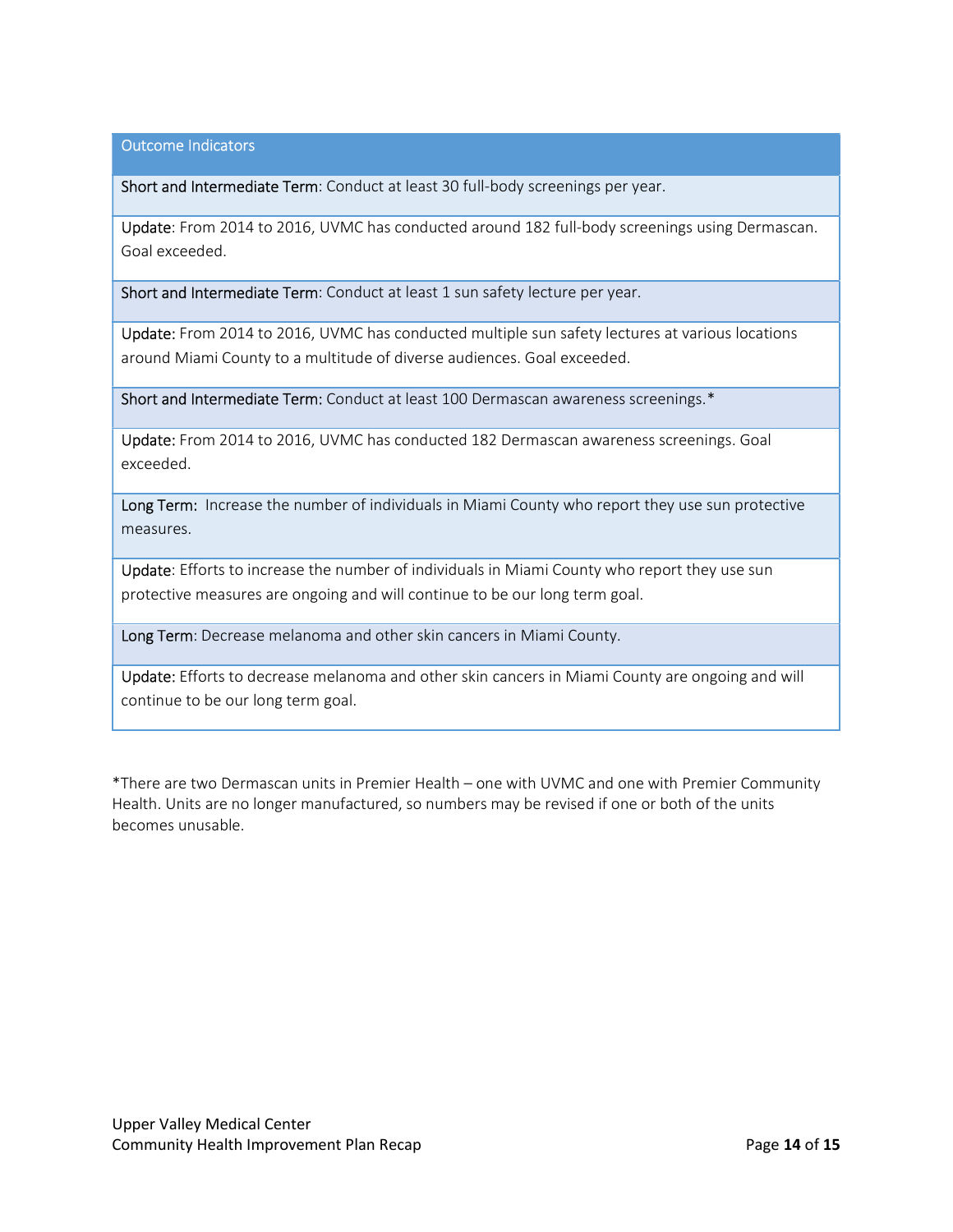| Outcome Indicators |
|---|
| Short and Intermediate Term: Conduct at least 30 full-body screenings per year. |
| Update: From 2014 to 2016, UVMC has conducted around 182 full-body screenings using Dermascan. Goal exceeded. |
| Short and Intermediate Term: Conduct at least 1 sun safety lecture per year. |
| Update: From 2014 to 2016, UVMC has conducted multiple sun safety lectures at various locations around Miami County to a multitude of diverse audiences. Goal exceeded. |
| Short and Intermediate Term: Conduct at least 100 Dermascan awareness screenings.* |
| Update: From 2014 to 2016, UVMC has conducted 182 Dermascan awareness screenings. Goal exceeded. |
| Long Term: Increase the number of individuals in Miami County who report they use sun protective measures. |
| Update: Efforts to increase the number of individuals in Miami County who report they use sun protective measures are ongoing and will continue to be our long term goal. |
| Long Term: Decrease melanoma and other skin cancers in Miami County. |
| Update: Efforts to decrease melanoma and other skin cancers in Miami County are ongoing and will continue to be our long term goal. |

*There are two Dermascan units in Premier Health – one with UVMC and one with Premier Community Health. Units are no longer manufactured, so numbers may be revised if one or both of the units becomes unusable.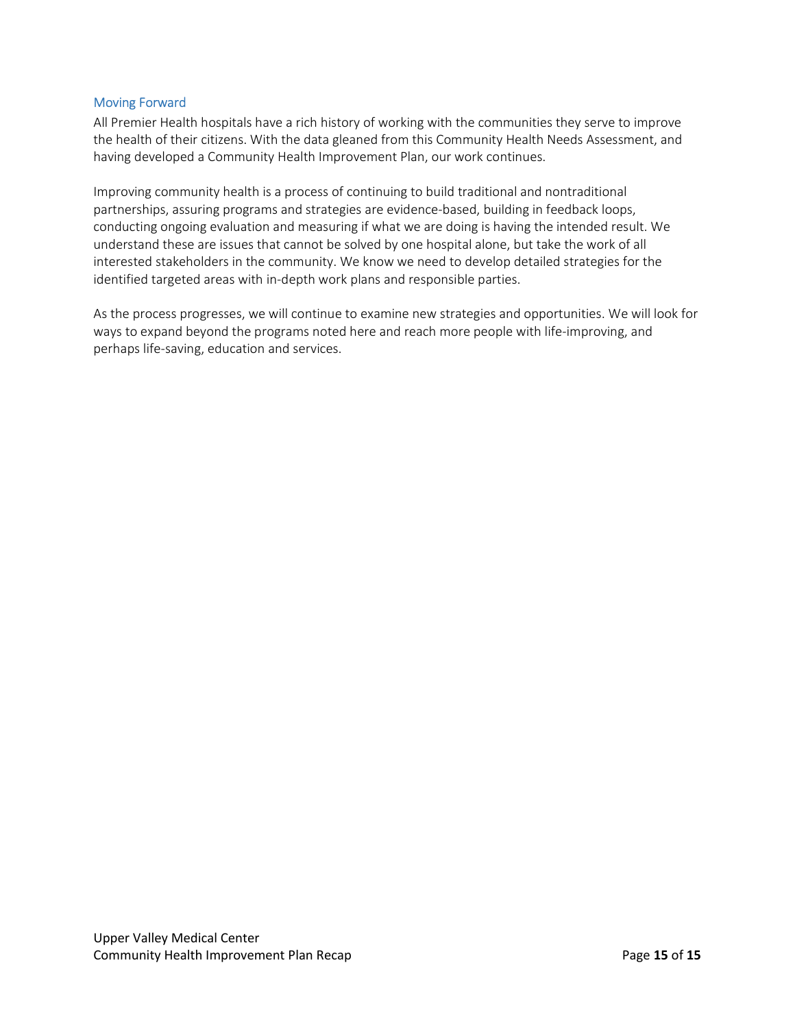## Moving Forward

All Premier Health hospitals have a rich history of working with the communities they serve to improve the health of their citizens. With the data gleaned from this Community Health Needs Assessment, and having developed a Community Health Improvement Plan, our work continues.

Improving community health is a process of continuing to build traditional and nontraditional partnerships, assuring programs and strategies are evidence-based, building in feedback loops, conducting ongoing evaluation and measuring if what we are doing is having the intended result. We understand these are issues that cannot be solved by one hospital alone, but take the work of all interested stakeholders in the community. We know we need to develop detailed strategies for the identified targeted areas with in-depth work plans and responsible parties.

As the process progresses, we will continue to examine new strategies and opportunities. We will look for ways to expand beyond the programs noted here and reach more people with life-improving, and perhaps life-saving, education and services.